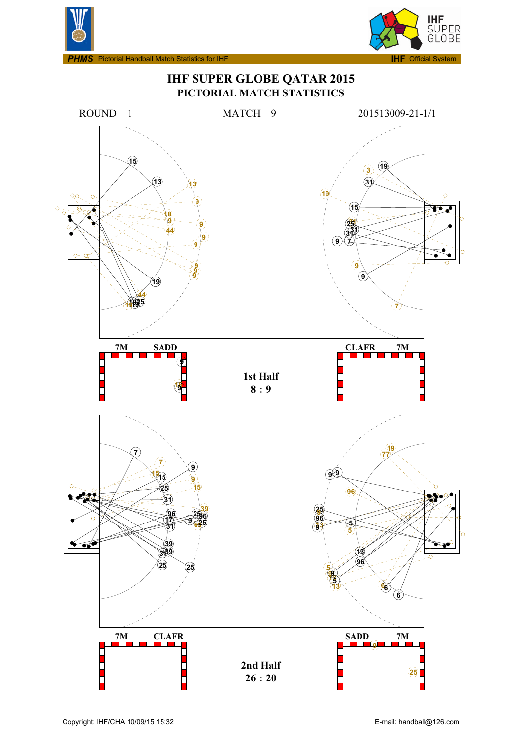**PHMS** Pictorial Handball Match Statistics for IHF — **IHF** Official System

# IHF SUPER GLOBE QATAR 2015
## PICTORIAL MATCH STATISTICS

ROUND 1 MATCH 9 201513009-21-1/1

7M SADD

CLAFR 7M

**1st Half**
**8 : 9**

7M CLAFR

SADD 7M

**2nd Half**
**26 : 20**

Copyright: IHF/CHA 10/09/15 15:32

E-mail: handball@126.com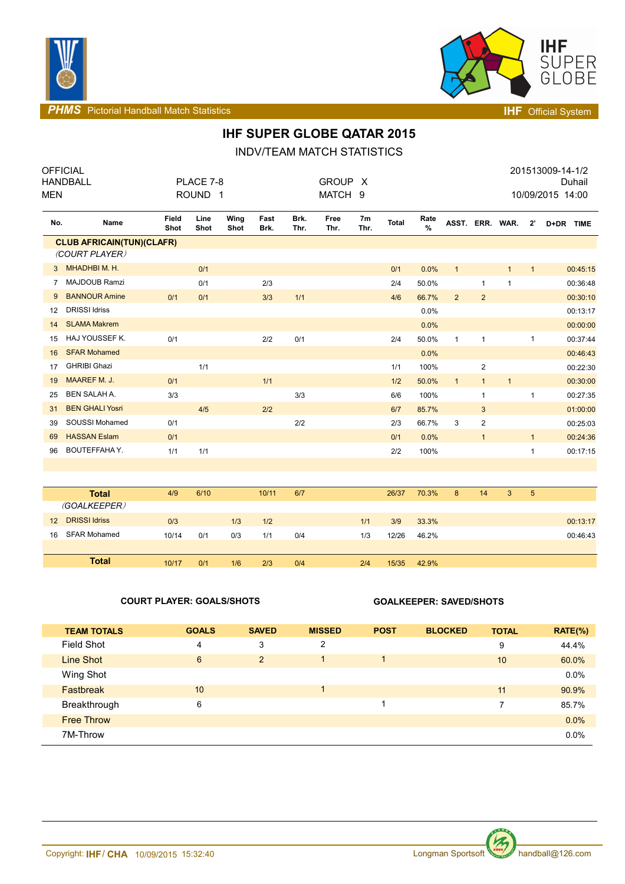# IHF SUPER GLOBE QATAR 2015

## INDV/TEAM MATCH STATISTICS

| OFFICIAL | | | 201513009-14-1/2 |
|---|---|---|---|
| HANDBALL | PLACE 7-8 | GROUP X | Duhail |
| MEN | ROUND 1 | MATCH 9 | 10/09/2015 14:00 |

| No. | Name | Field Shot | Line Shot | Wing Shot | Fast Brk. | Brk. Thr. | Free Thr. | 7m Thr. | Total | Rate % | ASST. | ERR. | WAR. | 2' | D+DR | TIME |
|---|---|---|---|---|---|---|---|---|---|---|---|---|---|---|---|---|
| **CLUB AFRICAIN(TUN)(CLAFR)** | | | | | | | | | | | | | | | | |
| *(COURT PLAYER)* | | | | | | | | | | | | | | | | |
| 3 | MHADHBI M. H. | | 0/1 | | | | | | 0/1 | 0.0% | 1 | | 1 | 1 | | 00:45:15 |
| 7 | MAJDOUB Ramzi | | 0/1 | | 2/3 | | | | 2/4 | 50.0% | | 1 | 1 | | | 00:36:48 |
| 9 | BANNOUR Amine | 0/1 | 0/1 | | 3/3 | 1/1 | | | 4/6 | 66.7% | 2 | 2 | | | | 00:30:10 |
| 12 | DRISSI Idriss | | | | | | | | | 0.0% | | | | | | 00:13:17 |
| 14 | SLAMA Makrem | | | | | | | | | 0.0% | | | | | | 00:00:00 |
| 15 | HAJ YOUSSEF K. | 0/1 | | | 2/2 | 0/1 | | | 2/4 | 50.0% | 1 | 1 | | 1 | | 00:37:44 |
| 16 | SFAR Mohamed | | | | | | | | | 0.0% | | | | | | 00:46:43 |
| 17 | GHRIBI Ghazi | | 1/1 | | | | | | 1/1 | 100% | | 2 | | | | 00:22:30 |
| 19 | MAAREF M. J. | 0/1 | | | 1/1 | | | | 1/2 | 50.0% | 1 | 1 | 1 | | | 00:30:00 |
| 25 | BEN SALAH A. | 3/3 | | | | 3/3 | | | 6/6 | 100% | | 1 | | 1 | | 00:27:35 |
| 31 | BEN GHALI Yosri | | 4/5 | | 2/2 | | | | 6/7 | 85.7% | | 3 | | | | 01:00:00 |
| 39 | SOUSSI Mohamed | 0/1 | | | | 2/2 | | | 2/3 | 66.7% | 3 | 2 | | | | 00:25:03 |
| 69 | HASSAN Eslam | 0/1 | | | | | | | 0/1 | 0.0% | | 1 | | 1 | | 00:24:36 |
| 96 | BOUTEFFAHA Y. | 1/1 | 1/1 | | | | | | 2/2 | 100% | | | | 1 | | 00:17:15 |
| | **Total** | 4/9 | 6/10 | | 10/11 | 6/7 | | | 26/37 | 70.3% | 8 | 14 | 3 | 5 | | |
| *(GOALKEEPER)* | | | | | | | | | | | | | | | | |
| 12 | DRISSI Idriss | 0/3 | | 1/3 | 1/2 | | | 1/1 | 3/9 | 33.3% | | | | | | 00:13:17 |
| 16 | SFAR Mohamed | 10/14 | 0/1 | 0/3 | 1/1 | 0/4 | | 1/3 | 12/26 | 46.2% | | | | | | 00:46:43 |
| | **Total** | 10/17 | 0/1 | 1/6 | 2/3 | 0/4 | | 2/4 | 15/35 | 42.9% | | | | | | |

**COURT PLAYER: GOALS/SHOTS** **GOALKEEPER: SAVED/SHOTS**

| TEAM TOTALS | GOALS | SAVED | MISSED | POST | BLOCKED | TOTAL | RATE(%) |
|---|---|---|---|---|---|---|---|
| Field Shot | 4 | 3 | 2 | | | 9 | 44.4% |
| Line Shot | 6 | 2 | 1 | 1 | | 10 | 60.0% |
| Wing Shot | | | | | | | 0.0% |
| Fastbreak | 10 | | 1 | | | 11 | 90.9% |
| Breakthrough | 6 | | | 1 | | 7 | 85.7% |
| Free Throw | | | | | | | 0.0% |
| 7M-Throw | | | | | | | 0.0% |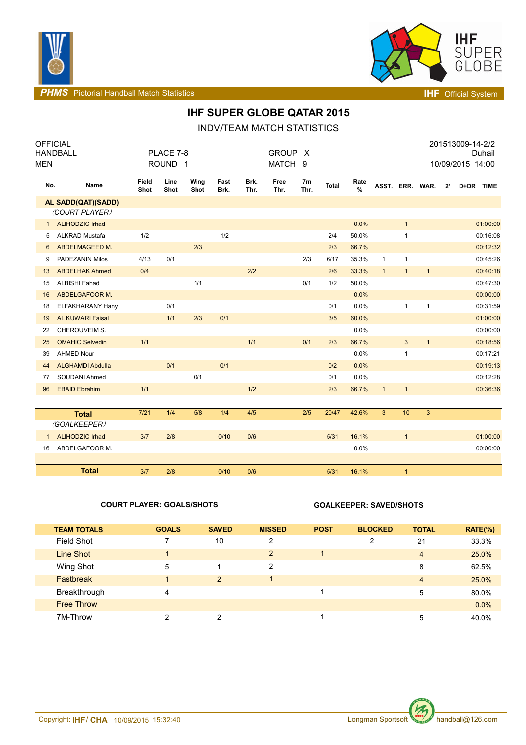# IHF SUPER GLOBE QATAR 2015

## INDV/TEAM MATCH STATISTICS

| OFFICIAL | | | 201513009-14-2/2 |
|---|---|---|---|
| HANDBALL | PLACE 7-8 | GROUP X | Duhail |
| MEN | ROUND 1 | MATCH 9 | 10/09/2015 14:00 |

| No. | Name | Field Shot | Line Shot | Wing Shot | Fast Brk. | Brk. Thr. | Free Thr. | 7m Thr. | Total | Rate % | ASST. | ERR. | WAR. | 2' | D+DR | TIME |
|---|---|---|---|---|---|---|---|---|---|---|---|---|---|---|---|---|
| | **AL SADD(QAT)(SADD)** | | | | | | | | | | | | | | | |
| | *(COURT PLAYER)* | | | | | | | | | | | | | | | |
| 1 | ALIHODZIC Irhad | | | | | | | | | 0.0% | | 1 | | | | 01:00:00 |
| 5 | ALKRAD Mustafa | 1/2 | | | 1/2 | | | | 2/4 | 50.0% | | 1 | | | | 00:16:08 |
| 6 | ABDELMAGEED M. | | | 2/3 | | | | | 2/3 | 66.7% | | | | | | 00:12:32 |
| 9 | PADEZANIN Milos | 4/13 | 0/1 | | | | | 2/3 | 6/17 | 35.3% | 1 | 1 | | | | 00:45:26 |
| 13 | ABDELHAK Ahmed | 0/4 | | | | 2/2 | | | 2/6 | 33.3% | 1 | 1 | 1 | | | 00:40:18 |
| 15 | ALBISHI Fahad | | | 1/1 | | | | 0/1 | 1/2 | 50.0% | | | | | | 00:47:30 |
| 16 | ABDELGAFOOR M. | | | | | | | | | 0.0% | | | | | | 00:00:00 |
| 18 | ELFAKHARANY Hany | | 0/1 | | | | | | 0/1 | 0.0% | | 1 | 1 | | | 00:31:59 |
| 19 | AL KUWARI Faisal | | 1/1 | 2/3 | 0/1 | | | | 3/5 | 60.0% | | | | | | 01:00:00 |
| 22 | CHEROUVEIM S. | | | | | | | | | 0.0% | | | | | | 00:00:00 |
| 25 | OMAHIC Selvedin | 1/1 | | | | 1/1 | | 0/1 | 2/3 | 66.7% | | 3 | 1 | | | 00:18:56 |
| 39 | AHMED Nour | | | | | | | | | 0.0% | | 1 | | | | 00:17:21 |
| 44 | ALGHAMDI Abdulla | | 0/1 | | 0/1 | | | | 0/2 | 0.0% | | | | | | 00:19:13 |
| 77 | SOUDANI Ahmed | | | 0/1 | | | | | 0/1 | 0.0% | | | | | | 00:12:28 |
| 96 | EBAID Ebrahim | 1/1 | | | | 1/2 | | | 2/3 | 66.7% | 1 | 1 | | | | 00:36:36 |
| | **Total** | 7/21 | 1/4 | 5/8 | 1/4 | 4/5 | | 2/5 | 20/47 | 42.6% | 3 | 10 | 3 | | | |
| | *(GOALKEEPER)* | | | | | | | | | | | | | | | |
| 1 | ALIHODZIC Irhad | 3/7 | 2/8 | | 0/10 | 0/6 | | | 5/31 | 16.1% | | 1 | | | | 01:00:00 |
| 16 | ABDELGAFOOR M. | | | | | | | | | 0.0% | | | | | | 00:00:00 |
| | **Total** | 3/7 | 2/8 | | 0/10 | 0/6 | | | 5/31 | 16.1% | | 1 | | | | |

**COURT PLAYER: GOALS/SHOTS** **GOALKEEPER: SAVED/SHOTS**

| TEAM TOTALS | GOALS | SAVED | MISSED | POST | BLOCKED | TOTAL | RATE(%) |
|---|---|---|---|---|---|---|---|
| Field Shot | 7 | 10 | 2 | | 2 | 21 | 33.3% |
| Line Shot | 1 | | 2 | 1 | | 4 | 25.0% |
| Wing Shot | 5 | 1 | 2 | | | 8 | 62.5% |
| Fastbreak | 1 | 2 | 1 | | | 4 | 25.0% |
| Breakthrough | 4 | | | 1 | | 5 | 80.0% |
| Free Throw | | | | | | | 0.0% |
| 7M-Throw | 2 | 2 | | 1 | | 5 | 40.0% |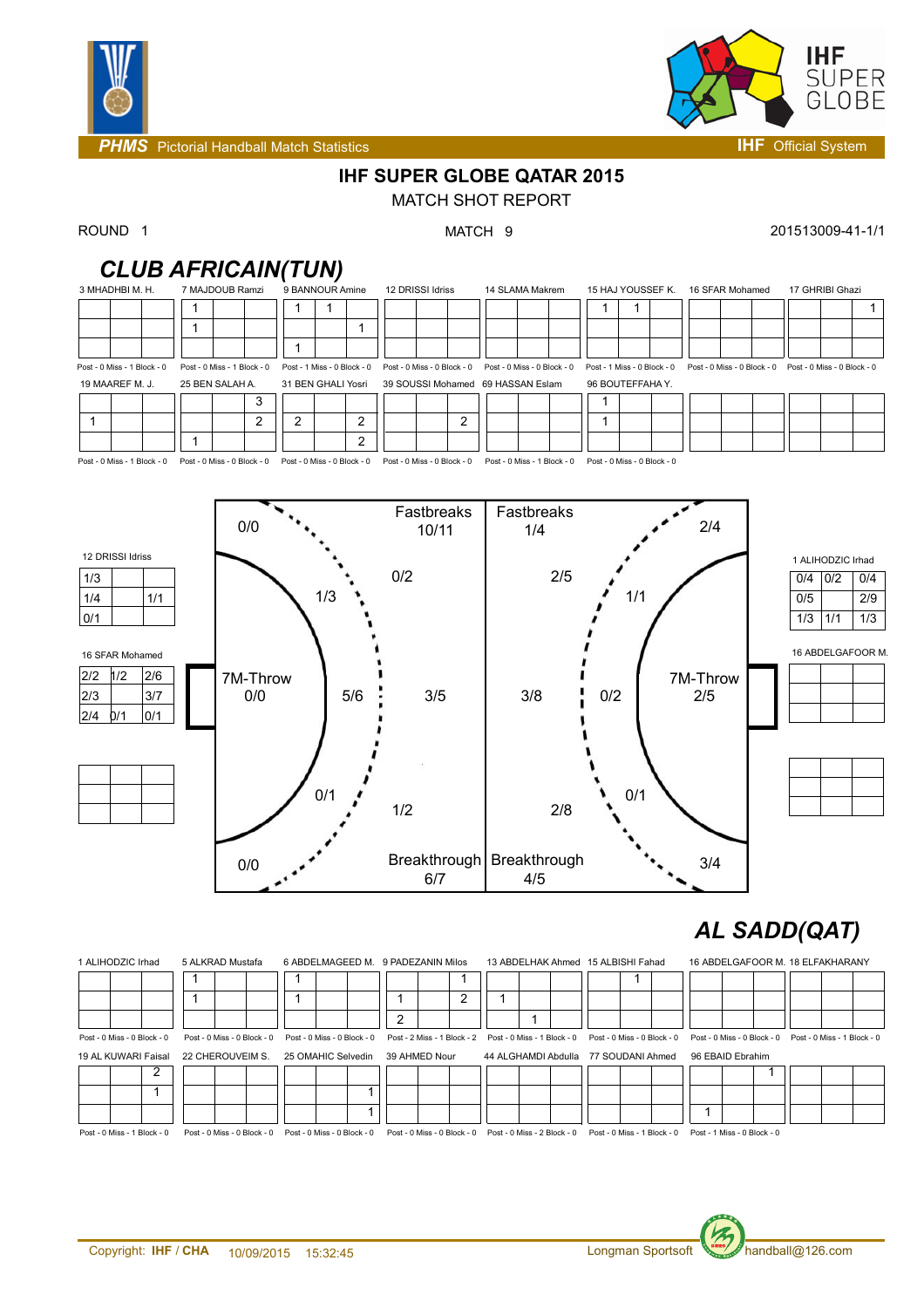PHMS Pictorial Handball Match Statistics

IHF Official System

# IHF SUPER GLOBE QATAR 2015

## MATCH SHOT REPORT

ROUND 1 | MATCH 9 | 201513009-41-1/1

## CLUB AFRICAIN(TUN)

3 MHADHBI M. H. — Post - 0 Miss - 1 Block - 0

7 MAJDOUB Ramzi

| | | |
|---|---|---|
| 1 | | |
| 1 | | |
| | | |

Post - 0 Miss - 1 Block - 0

9 BANNOUR Amine

| | | |
|---|---|---|
| 1 | 1 | |
| | | 1 |
| 1 | | |

Post - 1 Miss - 0 Block - 0

12 DRISSI Idriss — Post - 0 Miss - 0 Block - 0

14 SLAMA Makrem — Post - 0 Miss - 0 Block - 0

15 HAJ YOUSSEF K.

| | | |
|---|---|---|
| 1 | 1 | |
| | | |
| | | |

Post - 1 Miss - 0 Block - 0

16 SFAR Mohamed — Post - 0 Miss - 0 Block - 0

17 GHRIBI Ghazi

| | | |
|---|---|---|
| | | 1 |
| | | |
| | | |

Post - 0 Miss - 0 Block - 0

19 MAAREF M. J.

| | | |
|---|---|---|
| | | |
| 1 | | |
| | | |

Post - 0 Miss - 1 Block - 0

25 BEN SALAH A.

| | | |
|---|---|---|
| | | 3 |
| | | 2 |
| 1 | | |

Post - 0 Miss - 0 Block - 0

31 BEN GHALI Yosri

| | | |
|---|---|---|
| | | |
| 2 | | 2 |
| | | 2 |

Post - 0 Miss - 0 Block - 0

39 SOUSSI Mohamed

| | | |
|---|---|---|
| | | |
| | | 2 |
| | | |

Post - 0 Miss - 0 Block - 0

69 HASSAN Eslam — Post - 0 Miss - 1 Block - 0

96 BOUTEFFAHA Y.

| | | |
|---|---|---|
| 1 | | |
| 1 | | |
| | | |

Post - 0 Miss - 0 Block - 0

### Goalkeepers

12 DRISSI Idriss

| | | |
|---|---|---|
| 1/3 | | |
| 1/4 | | 1/1 |
| 0/1 | | |

16 SFAR Mohamed

| | | |
|---|---|---|
| 2/2 | 1/2 | 2/6 |
| 2/3 | | 3/7 |
| 2/4 | 0/1 | 0/1 |

1 ALIHODZIC Irhad

| | | |
|---|---|---|
| 0/4 | 0/2 | 0/4 |
| 0/5 | | 2/9 |
| 1/3 | 1/1 | 1/3 |

16 ABDELGAFOOR M.

### Court

Left side (CLUB AFRICAIN attack):
0/0
Fastbreaks 10/11
0/2
1/3
7M-Throw 0/0
5/6
3/5
0/1
1/2
0/0
Breakthrough 6/7

Right side (AL SADD attack):
Fastbreaks 1/4
2/4
2/5
1/1
7M-Throw 2/5
3/8
0/2
0/1
2/8
3/4
Breakthrough 4/5

## AL SADD(QAT)

1 ALIHODZIC Irhad — Post - 0 Miss - 0 Block - 0

5 ALKRAD Mustafa

| | | |
|---|---|---|
| 1 | | |
| 1 | | |
| | | |

Post - 0 Miss - 0 Block - 0

6 ABDELMAGEED M.

| | | |
|---|---|---|
| 1 | | |
| 1 | | |
| | | |

Post - 0 Miss - 0 Block - 0

9 PADEZANIN Milos

| | | |
|---|---|---|
| | | 1 |
| 1 | | 2 |
| 2 | | |

Post - 2 Miss - 1 Block - 2

13 ABDELHAK Ahmed

| | | |
|---|---|---|
| | | |
| 1 | | |
| | 1 | |

Post - 0 Miss - 1 Block - 0

15 ALBISHI Fahad

| | | |
|---|---|---|
| | 1 | |
| | | |
| | | |

Post - 0 Miss - 0 Block - 0

16 ABDELGAFOOR M. — Post - 0 Miss - 0 Block - 0

18 ELFAKHARANY — Post - 0 Miss - 1 Block - 0

19 AL KUWARI Faisal

| | | |
|---|---|---|
| | | 2 |
| | | 1 |
| | | |

Post - 0 Miss - 1 Block - 0

22 CHEROUVEIM S. — Post - 0 Miss - 0 Block - 0

25 OMAHIC Selvedin

| | | |
|---|---|---|
| | | |
| | | 1 |
| | | 1 |

Post - 0 Miss - 0 Block - 0

39 AHMED Nour — Post - 0 Miss - 0 Block - 0

44 ALGHAMDI Abdulla — Post - 0 Miss - 2 Block - 0

77 SOUDANI Ahmed — Post - 0 Miss - 1 Block - 0

96 EBAID Ebrahim

| | | |
|---|---|---|
| | | 1 |
| | | |
| 1 | | |

Post - 1 Miss - 0 Block - 0

Copyright: IHF / CHA 10/09/2015 15:32:45 Longman Sportsoft handball@126.com